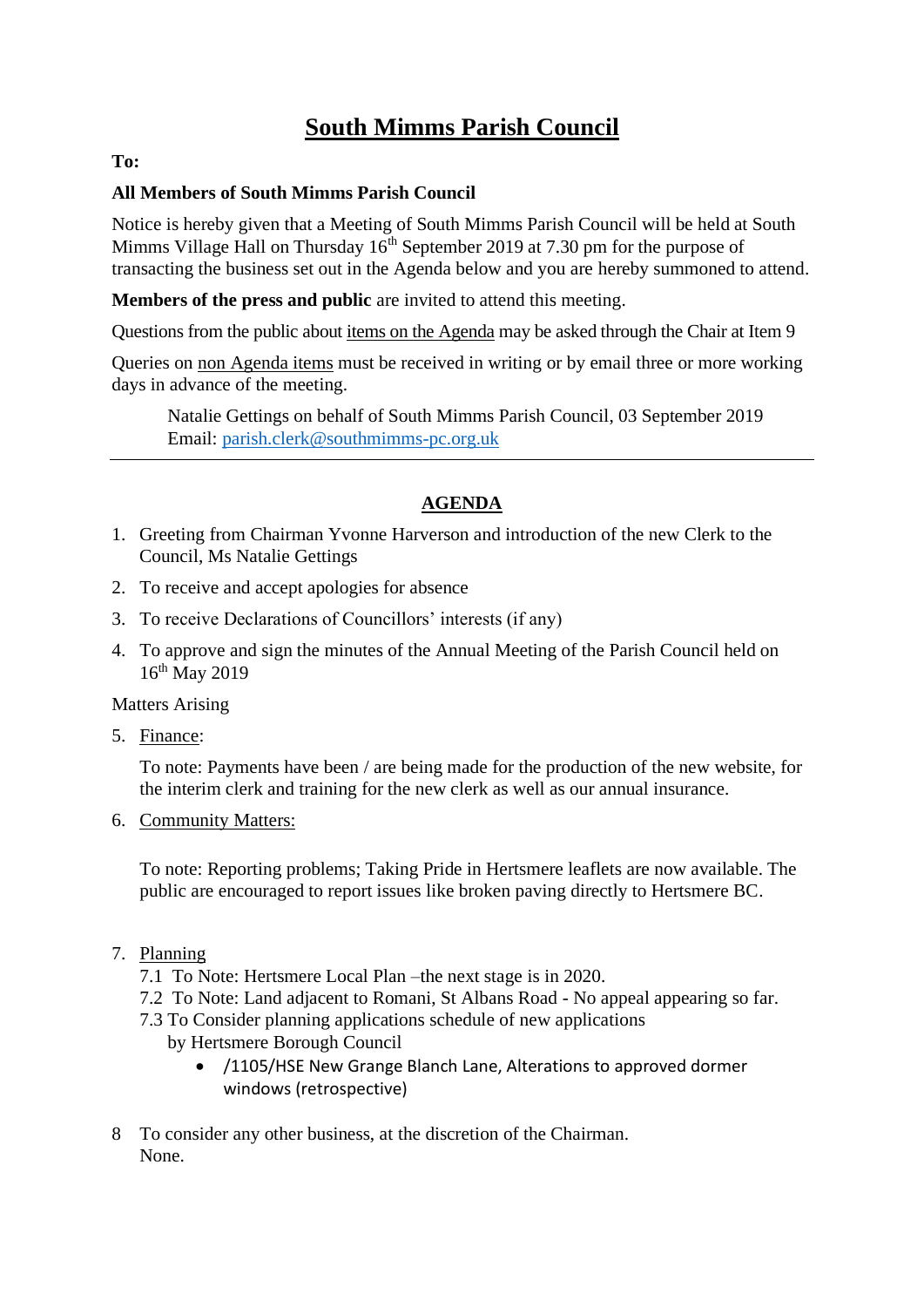# South Mimms Parish Council

**To:**

**All Members of South Mimms Parish Council**

Notice is hereby given that a Meeting of South Mimms Parish Council will be held at South Mimms Village Hall on Thursday 16th September 2019 at 7.30 pm for the purpose of transacting the business set out in the Agenda below and you are hereby summoned to attend.

**Members of the press and public** are invited to attend this meeting.

Questions from the public about items on the Agenda may be asked through the Chair at Item 9

Queries on non Agenda items must be received in writing or by email three or more working days in advance of the meeting.

> Natalie Gettings on behalf of South Mimms Parish Council, 03 September 2019
> Email: parish.clerk@southmimms-pc.org.uk

---

## AGENDA

1. Greeting from Chairman Yvonne Harverson and introduction of the new Clerk to the Council, Ms Natalie Gettings
2. To receive and accept apologies for absence
3. To receive Declarations of Councillors' interests (if any)
4. To approve and sign the minutes of the Annual Meeting of the Parish Council held on 16th May 2019

Matters Arising

5. Finance:

   To note: Payments have been / are being made for the production of the new website, for the interim clerk and training for the new clerk as well as our annual insurance.

6. Community Matters:

   To note: Reporting problems; Taking Pride in Hertsmere leaflets are now available. The public are encouraged to report issues like broken paving directly to Hertsmere BC.

7. Planning
   - 7.1 To Note: Hertsmere Local Plan –the next stage is in 2020.
   - 7.2 To Note: Land adjacent to Romani, St Albans Road - No appeal appearing so far.
   - 7.3 To Consider planning applications schedule of new applications by Hertsmere Borough Council
     - /1105/HSE New Grange Blanch Lane, Alterations to approved dormer windows (retrospective)

8 To consider any other business, at the discretion of the Chairman.
None.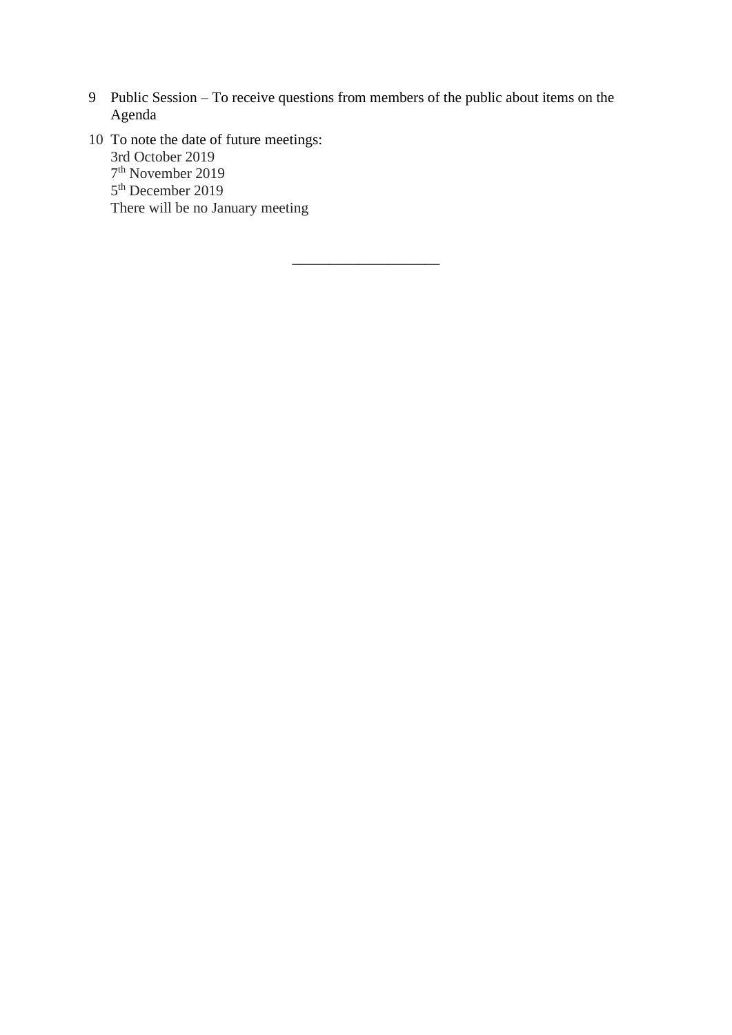9 Public Session – To receive questions from members of the public about items on the Agenda

10 To note the date of future meetings:
3rd October 2019
7th November 2019
5th December 2019
There will be no January meeting

\_\_\_\_\_\_\_\_\_\_\_\_\_\_\_\_\_\_\_\_